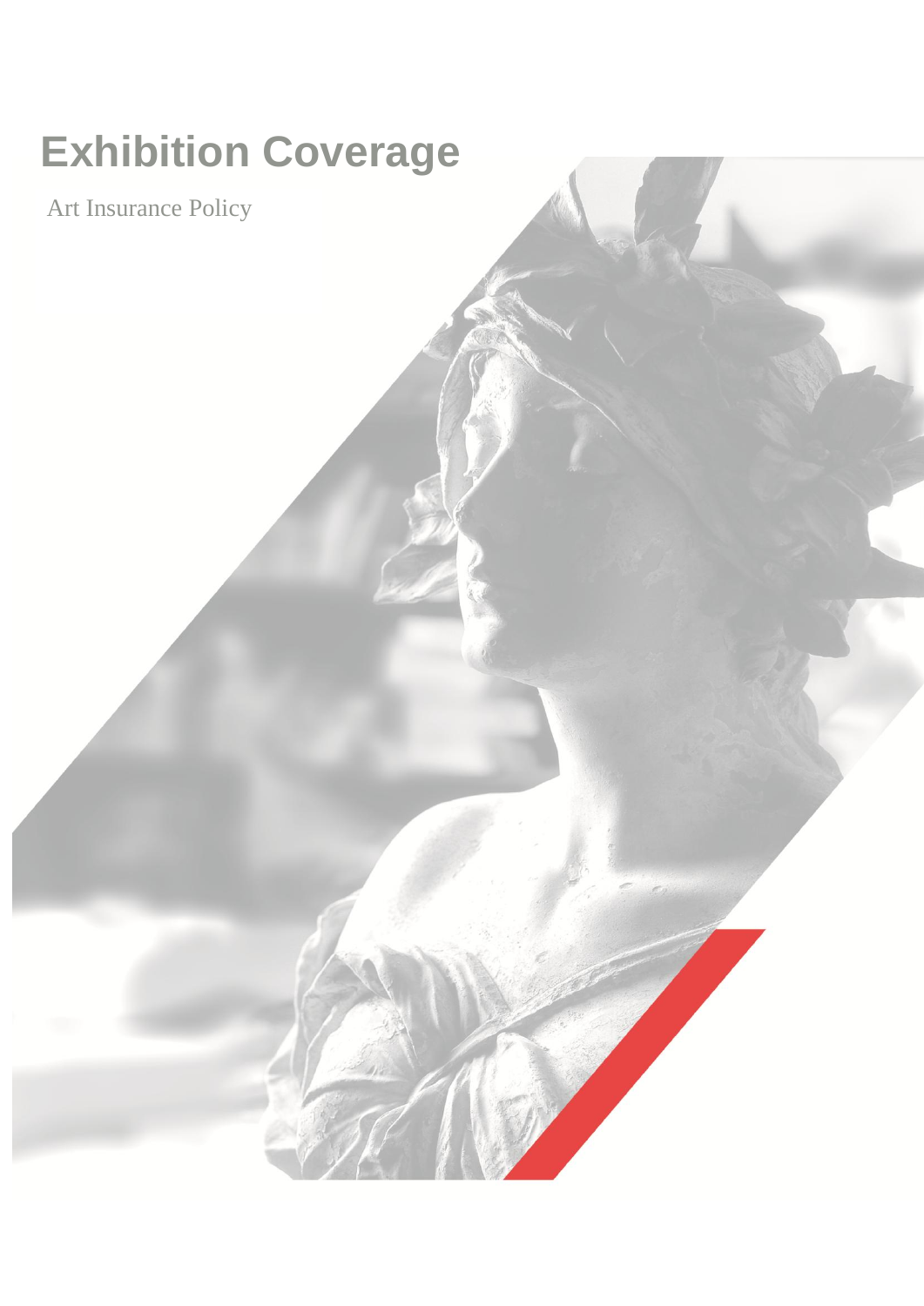# Exhibition Coverage

Art Insurance Policy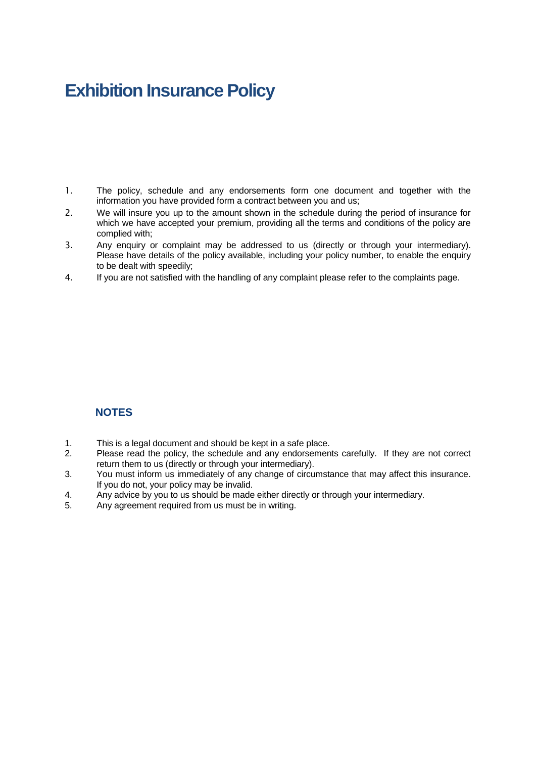# Exhibition Insurance Policy

1. The policy, schedule and any endorsements form one document and together with the information you have provided form a contract between you and us;
2. We will insure you up to the amount shown in the schedule during the period of insurance for which we have accepted your premium, providing all the terms and conditions of the policy are complied with;
3. Any enquiry or complaint may be addressed to us (directly or through your intermediary). Please have details of the policy available, including your policy number, to enable the enquiry to be dealt with speedily;
4. If you are not satisfied with the handling of any complaint please refer to the complaints page.

## NOTES

1. This is a legal document and should be kept in a safe place.
2. Please read the policy, the schedule and any endorsements carefully. If they are not correct return them to us (directly or through your intermediary).
3. You must inform us immediately of any change of circumstance that may affect this insurance. If you do not, your policy may be invalid.
4. Any advice by you to us should be made either directly or through your intermediary.
5. Any agreement required from us must be in writing.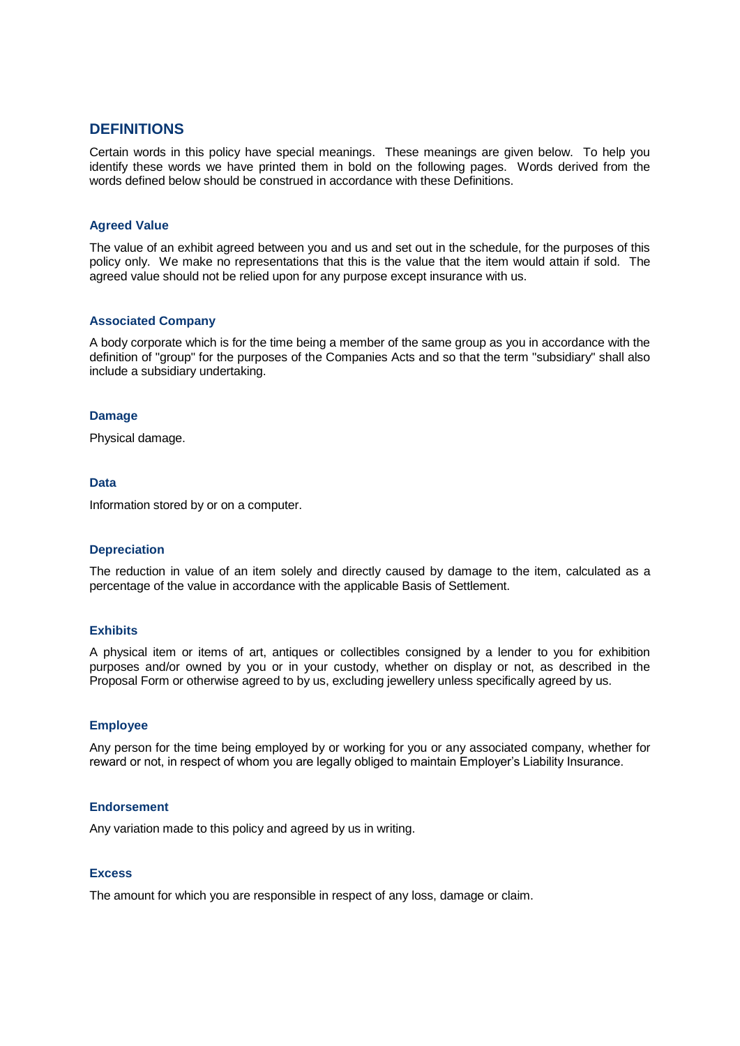## DEFINITIONS

Certain words in this policy have special meanings. These meanings are given below. To help you identify these words we have printed them in bold on the following pages. Words derived from the words defined below should be construed in accordance with these Definitions.

### Agreed Value

The value of an exhibit agreed between you and us and set out in the schedule, for the purposes of this policy only. We make no representations that this is the value that the item would attain if sold. The agreed value should not be relied upon for any purpose except insurance with us.

### Associated Company

A body corporate which is for the time being a member of the same group as you in accordance with the definition of "group" for the purposes of the Companies Acts and so that the term "subsidiary" shall also include a subsidiary undertaking.

### Damage

Physical damage.

### Data

Information stored by or on a computer.

### Depreciation

The reduction in value of an item solely and directly caused by damage to the item, calculated as a percentage of the value in accordance with the applicable Basis of Settlement.

### Exhibits

A physical item or items of art, antiques or collectibles consigned by a lender to you for exhibition purposes and/or owned by you or in your custody, whether on display or not, as described in the Proposal Form or otherwise agreed to by us, excluding jewellery unless specifically agreed by us.

### Employee

Any person for the time being employed by or working for you or any associated company, whether for reward or not, in respect of whom you are legally obliged to maintain Employer's Liability Insurance.

### Endorsement

Any variation made to this policy and agreed by us in writing.

### Excess

The amount for which you are responsible in respect of any loss, damage or claim.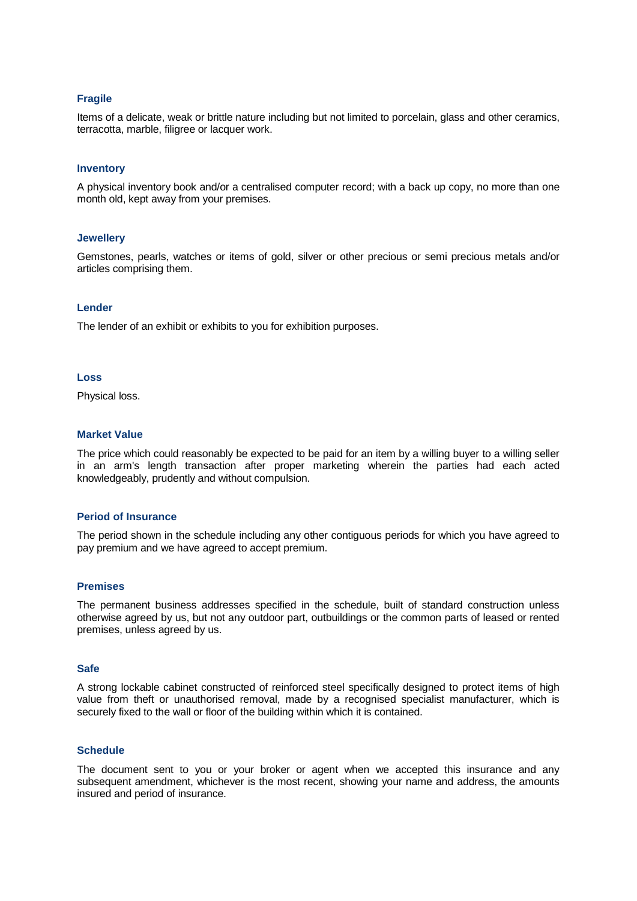### Fragile

Items of a delicate, weak or brittle nature including but not limited to porcelain, glass and other ceramics, terracotta, marble, filigree or lacquer work.

### Inventory

A physical inventory book and/or a centralised computer record; with a back up copy, no more than one month old, kept away from your premises.

### Jewellery

Gemstones, pearls, watches or items of gold, silver or other precious or semi precious metals and/or articles comprising them.

### Lender

The lender of an exhibit or exhibits to you for exhibition purposes.

### Loss

Physical loss.

### Market Value

The price which could reasonably be expected to be paid for an item by a willing buyer to a willing seller in an arm's length transaction after proper marketing wherein the parties had each acted knowledgeably, prudently and without compulsion.

### Period of Insurance

The period shown in the schedule including any other contiguous periods for which you have agreed to pay premium and we have agreed to accept premium.

### Premises

The permanent business addresses specified in the schedule, built of standard construction unless otherwise agreed by us, but not any outdoor part, outbuildings or the common parts of leased or rented premises, unless agreed by us.

### Safe

A strong lockable cabinet constructed of reinforced steel specifically designed to protect items of high value from theft or unauthorised removal, made by a recognised specialist manufacturer, which is securely fixed to the wall or floor of the building within which it is contained.

### Schedule

The document sent to you or your broker or agent when we accepted this insurance and any subsequent amendment, whichever is the most recent, showing your name and address, the amounts insured and period of insurance.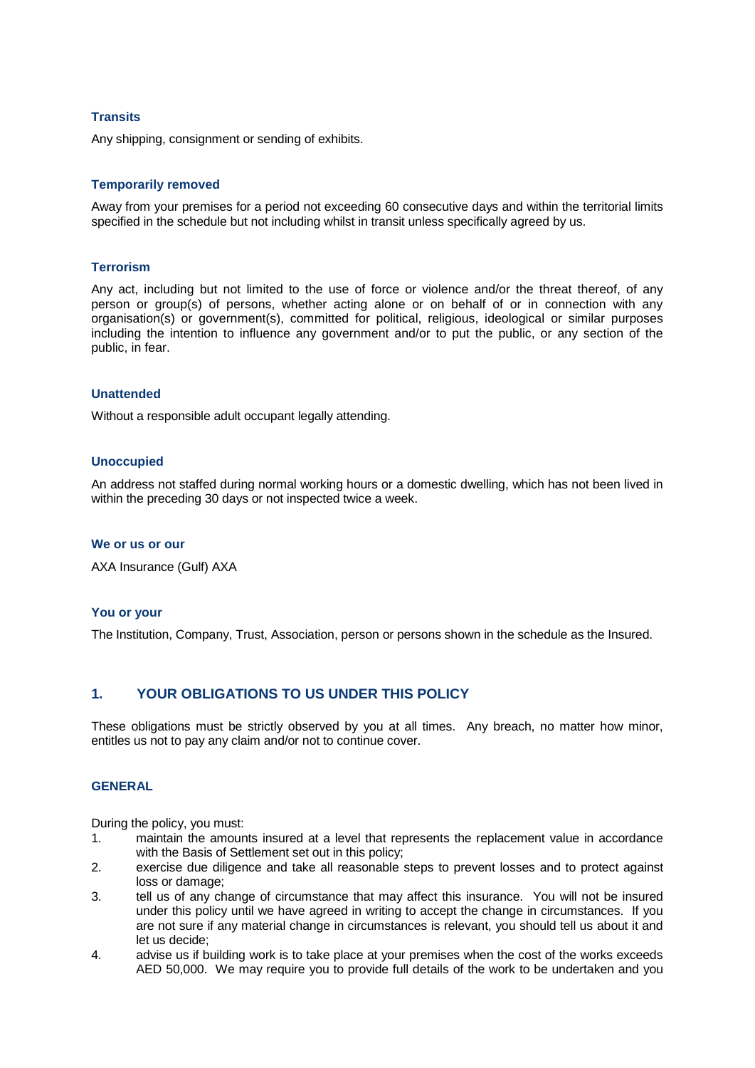### Transits

Any shipping, consignment or sending of exhibits.

### Temporarily removed

Away from your premises for a period not exceeding 60 consecutive days and within the territorial limits specified in the schedule but not including whilst in transit unless specifically agreed by us.

### Terrorism

Any act, including but not limited to the use of force or violence and/or the threat thereof, of any person or group(s) of persons, whether acting alone or on behalf of or in connection with any organisation(s) or government(s), committed for political, religious, ideological or similar purposes including the intention to influence any government and/or to put the public, or any section of the public, in fear.

### Unattended

Without a responsible adult occupant legally attending.

### Unoccupied

An address not staffed during normal working hours or a domestic dwelling, which has not been lived in within the preceding 30 days or not inspected twice a week.

### We or us or our

AXA Insurance (Gulf) AXA

### You or your

The Institution, Company, Trust, Association, person or persons shown in the schedule as the Insured.

## 1. YOUR OBLIGATIONS TO US UNDER THIS POLICY

These obligations must be strictly observed by you at all times. Any breach, no matter how minor, entitles us not to pay any claim and/or not to continue cover.

### GENERAL

During the policy, you must:

1. maintain the amounts insured at a level that represents the replacement value in accordance with the Basis of Settlement set out in this policy;
2. exercise due diligence and take all reasonable steps to prevent losses and to protect against loss or damage;
3. tell us of any change of circumstance that may affect this insurance. You will not be insured under this policy until we have agreed in writing to accept the change in circumstances. If you are not sure if any material change in circumstances is relevant, you should tell us about it and let us decide;
4. advise us if building work is to take place at your premises when the cost of the works exceeds AED 50,000. We may require you to provide full details of the work to be undertaken and you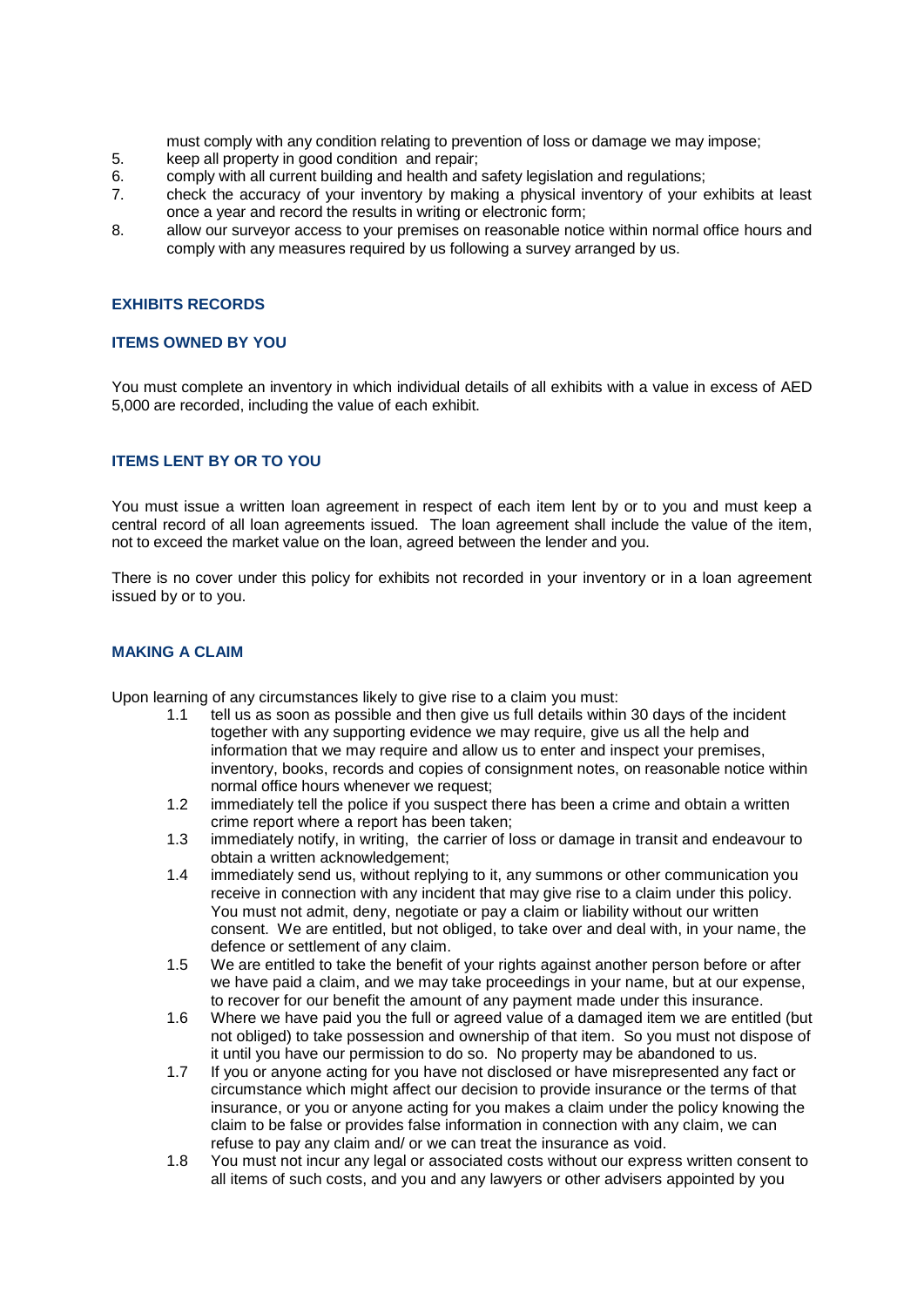must comply with any condition relating to prevention of loss or damage we may impose;

5. keep all property in good condition and repair;
6. comply with all current building and health and safety legislation and regulations;
7. check the accuracy of your inventory by making a physical inventory of your exhibits at least once a year and record the results in writing or electronic form;
8. allow our surveyor access to your premises on reasonable notice within normal office hours and comply with any measures required by us following a survey arranged by us.

## EXHIBITS RECORDS

### ITEMS OWNED BY YOU

You must complete an inventory in which individual details of all exhibits with a value in excess of AED 5,000 are recorded, including the value of each exhibit.

### ITEMS LENT BY OR TO YOU

You must issue a written loan agreement in respect of each item lent by or to you and must keep a central record of all loan agreements issued. The loan agreement shall include the value of the item, not to exceed the market value on the loan, agreed between the lender and you.

There is no cover under this policy for exhibits not recorded in your inventory or in a loan agreement issued by or to you.

## MAKING A CLAIM

Upon learning of any circumstances likely to give rise to a claim you must:

1.1 tell us as soon as possible and then give us full details within 30 days of the incident together with any supporting evidence we may require, give us all the help and information that we may require and allow us to enter and inspect your premises, inventory, books, records and copies of consignment notes, on reasonable notice within normal office hours whenever we request;

1.2 immediately tell the police if you suspect there has been a crime and obtain a written crime report where a report has been taken;

1.3 immediately notify, in writing, the carrier of loss or damage in transit and endeavour to obtain a written acknowledgement;

1.4 immediately send us, without replying to it, any summons or other communication you receive in connection with any incident that may give rise to a claim under this policy. You must not admit, deny, negotiate or pay a claim or liability without our written consent. We are entitled, but not obliged, to take over and deal with, in your name, the defence or settlement of any claim.

1.5 We are entitled to take the benefit of your rights against another person before or after we have paid a claim, and we may take proceedings in your name, but at our expense, to recover for our benefit the amount of any payment made under this insurance.

1.6 Where we have paid you the full or agreed value of a damaged item we are entitled (but not obliged) to take possession and ownership of that item. So you must not dispose of it until you have our permission to do so. No property may be abandoned to us.

1.7 If you or anyone acting for you have not disclosed or have misrepresented any fact or circumstance which might affect our decision to provide insurance or the terms of that insurance, or you or anyone acting for you makes a claim under the policy knowing the claim to be false or provides false information in connection with any claim, we can refuse to pay any claim and/ or we can treat the insurance as void.

1.8 You must not incur any legal or associated costs without our express written consent to all items of such costs, and you and any lawyers or other advisers appointed by you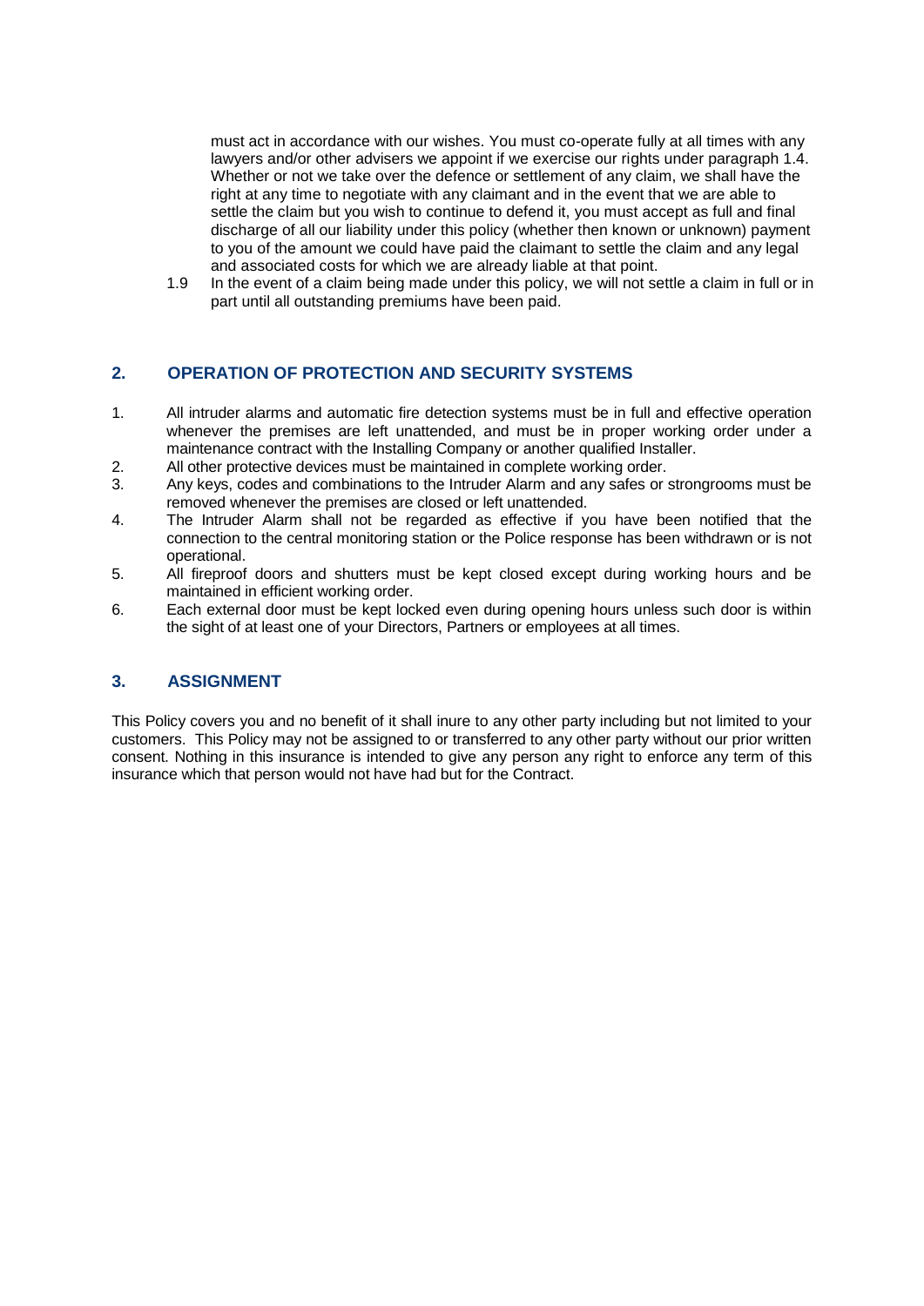must act in accordance with our wishes. You must co-operate fully at all times with any lawyers and/or other advisers we appoint if we exercise our rights under paragraph 1.4. Whether or not we take over the defence or settlement of any claim, we shall have the right at any time to negotiate with any claimant and in the event that we are able to settle the claim but you wish to continue to defend it, you must accept as full and final discharge of all our liability under this policy (whether then known or unknown) payment to you of the amount we could have paid the claimant to settle the claim and any legal and associated costs for which we are already liable at that point.

1.9 In the event of a claim being made under this policy, we will not settle a claim in full or in part until all outstanding premiums have been paid.

## 2. OPERATION OF PROTECTION AND SECURITY SYSTEMS

1. All intruder alarms and automatic fire detection systems must be in full and effective operation whenever the premises are left unattended, and must be in proper working order under a maintenance contract with the Installing Company or another qualified Installer.
2. All other protective devices must be maintained in complete working order.
3. Any keys, codes and combinations to the Intruder Alarm and any safes or strongrooms must be removed whenever the premises are closed or left unattended.
4. The Intruder Alarm shall not be regarded as effective if you have been notified that the connection to the central monitoring station or the Police response has been withdrawn or is not operational.
5. All fireproof doors and shutters must be kept closed except during working hours and be maintained in efficient working order.
6. Each external door must be kept locked even during opening hours unless such door is within the sight of at least one of your Directors, Partners or employees at all times.

## 3. ASSIGNMENT

This Policy covers you and no benefit of it shall inure to any other party including but not limited to your customers. This Policy may not be assigned to or transferred to any other party without our prior written consent. Nothing in this insurance is intended to give any person any right to enforce any term of this insurance which that person would not have had but for the Contract.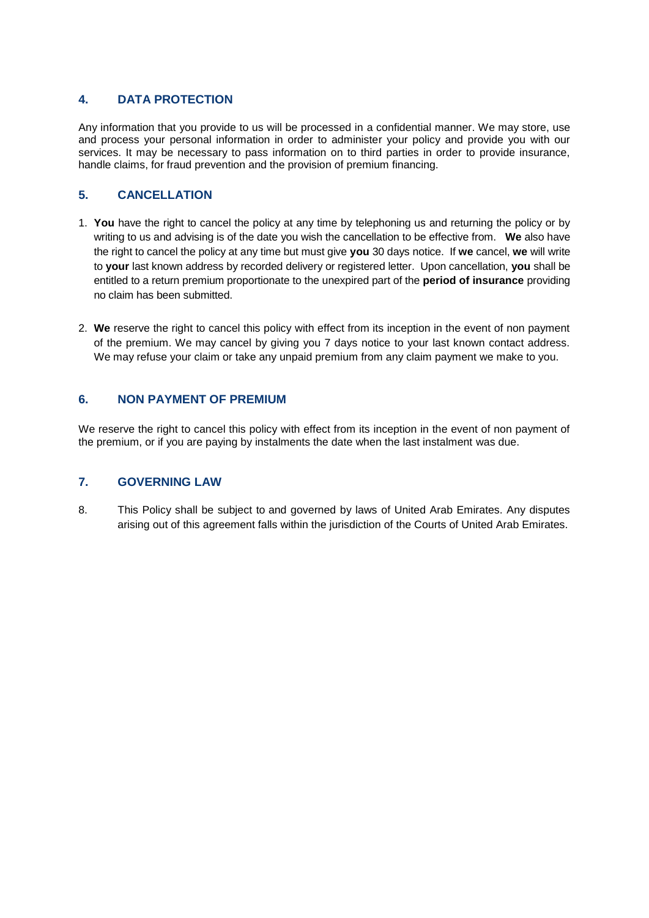## 4. DATA PROTECTION

Any information that you provide to us will be processed in a confidential manner. We may store, use and process your personal information in order to administer your policy and provide you with our services. It may be necessary to pass information on to third parties in order to provide insurance, handle claims, for fraud prevention and the provision of premium financing.

## 5. CANCELLATION

1. **You** have the right to cancel the policy at any time by telephoning us and returning the policy or by writing to us and advising is of the date you wish the cancellation to be effective from. **We** also have the right to cancel the policy at any time but must give **you** 30 days notice. If **we** cancel, **we** will write to **your** last known address by recorded delivery or registered letter. Upon cancellation, **you** shall be entitled to a return premium proportionate to the unexpired part of the **period of insurance** providing no claim has been submitted.

2. **We** reserve the right to cancel this policy with effect from its inception in the event of non payment of the premium. We may cancel by giving you 7 days notice to your last known contact address. We may refuse your claim or take any unpaid premium from any claim payment we make to you.

## 6. NON PAYMENT OF PREMIUM

We reserve the right to cancel this policy with effect from its inception in the event of non payment of the premium, or if you are paying by instalments the date when the last instalment was due.

## 7. GOVERNING LAW

8. This Policy shall be subject to and governed by laws of United Arab Emirates. Any disputes arising out of this agreement falls within the jurisdiction of the Courts of United Arab Emirates.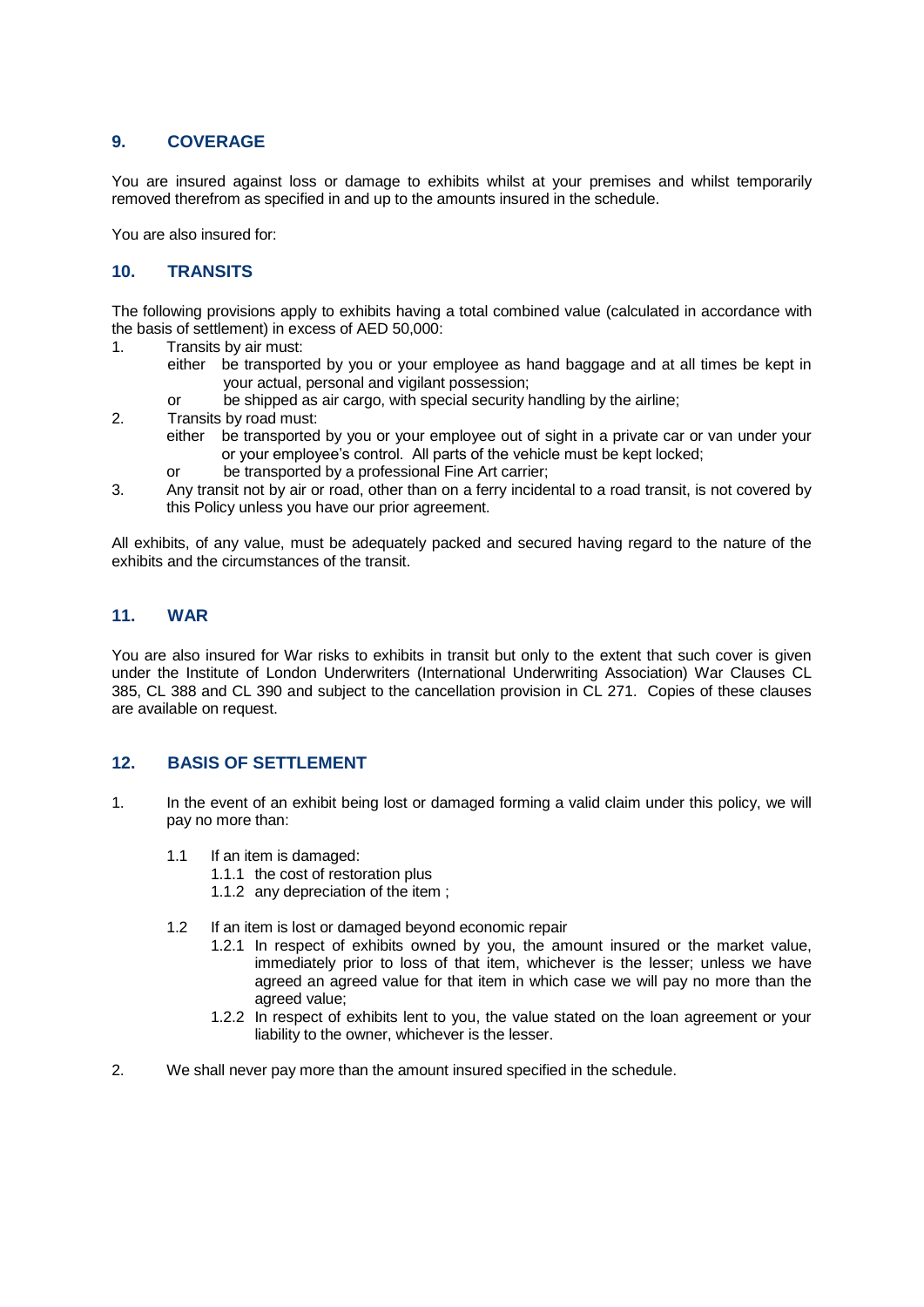## 9. COVERAGE

You are insured against loss or damage to exhibits whilst at your premises and whilst temporarily removed therefrom as specified in and up to the amounts insured in the schedule.

You are also insured for:

## 10. TRANSITS

The following provisions apply to exhibits having a total combined value (calculated in accordance with the basis of settlement) in excess of AED 50,000:

1. Transits by air must:
   - either be transported by you or your employee as hand baggage and at all times be kept in your actual, personal and vigilant possession;
   - or be shipped as air cargo, with special security handling by the airline;
2. Transits by road must:
   - either be transported by you or your employee out of sight in a private car or van under your or your employee's control. All parts of the vehicle must be kept locked;
   - or be transported by a professional Fine Art carrier;
3. Any transit not by air or road, other than on a ferry incidental to a road transit, is not covered by this Policy unless you have our prior agreement.

All exhibits, of any value, must be adequately packed and secured having regard to the nature of the exhibits and the circumstances of the transit.

## 11. WAR

You are also insured for War risks to exhibits in transit but only to the extent that such cover is given under the Institute of London Underwriters (International Underwriting Association) War Clauses CL 385, CL 388 and CL 390 and subject to the cancellation provision in CL 271. Copies of these clauses are available on request.

## 12. BASIS OF SETTLEMENT

1. In the event of an exhibit being lost or damaged forming a valid claim under this policy, we will pay no more than:

   1.1 If an item is damaged:
      - 1.1.1 the cost of restoration plus
      - 1.1.2 any depreciation of the item ;

   1.2 If an item is lost or damaged beyond economic repair
      - 1.2.1 In respect of exhibits owned by you, the amount insured or the market value, immediately prior to loss of that item, whichever is the lesser; unless we have agreed an agreed value for that item in which case we will pay no more than the agreed value;
      - 1.2.2 In respect of exhibits lent to you, the value stated on the loan agreement or your liability to the owner, whichever is the lesser.

2. We shall never pay more than the amount insured specified in the schedule.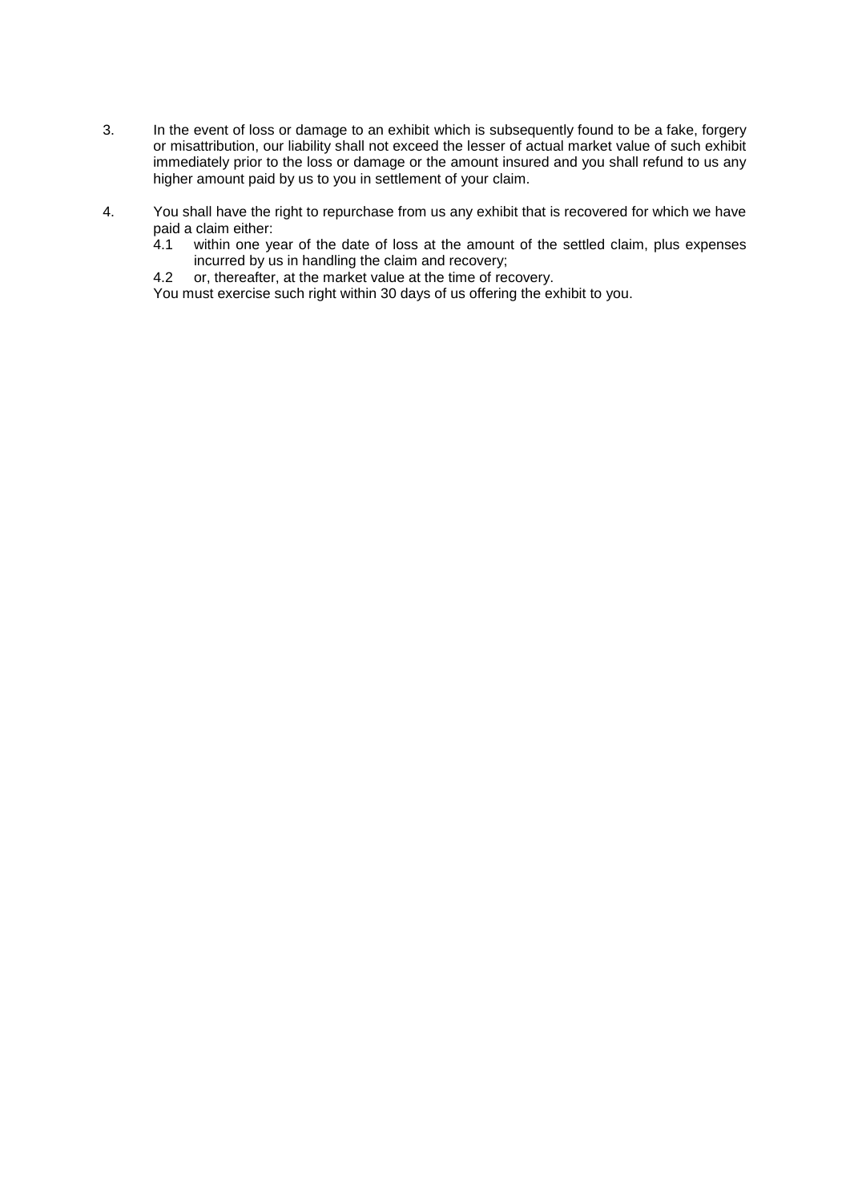3. In the event of loss or damage to an exhibit which is subsequently found to be a fake, forgery or misattribution, our liability shall not exceed the lesser of actual market value of such exhibit immediately prior to the loss or damage or the amount insured and you shall refund to us any higher amount paid by us to you in settlement of your claim.

4. You shall have the right to repurchase from us any exhibit that is recovered for which we have paid a claim either:
   4.1 within one year of the date of loss at the amount of the settled claim, plus expenses incurred by us in handling the claim and recovery;
   4.2 or, thereafter, at the market value at the time of recovery.

   You must exercise such right within 30 days of us offering the exhibit to you.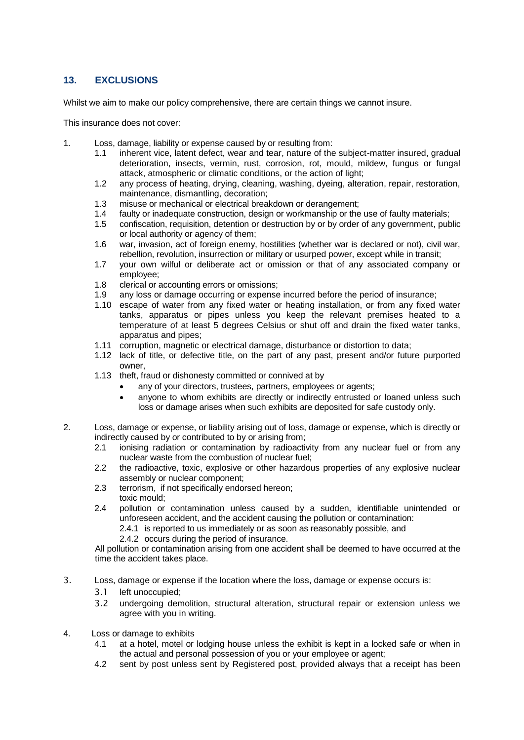## 13. EXCLUSIONS

Whilst we aim to make our policy comprehensive, there are certain things we cannot insure.

This insurance does not cover:

1. Loss, damage, liability or expense caused by or resulting from:
   - 1.1 inherent vice, latent defect, wear and tear, nature of the subject-matter insured, gradual deterioration, insects, vermin, rust, corrosion, rot, mould, mildew, fungus or fungal attack, atmospheric or climatic conditions, or the action of light;
   - 1.2 any process of heating, drying, cleaning, washing, dyeing, alteration, repair, restoration, maintenance, dismantling, decoration;
   - 1.3 misuse or mechanical or electrical breakdown or derangement;
   - 1.4 faulty or inadequate construction, design or workmanship or the use of faulty materials;
   - 1.5 confiscation, requisition, detention or destruction by or by order of any government, public or local authority or agency of them;
   - 1.6 war, invasion, act of foreign enemy, hostilities (whether war is declared or not), civil war, rebellion, revolution, insurrection or military or usurped power, except while in transit;
   - 1.7 your own wilful or deliberate act or omission or that of any associated company or employee;
   - 1.8 clerical or accounting errors or omissions;
   - 1.9 any loss or damage occurring or expense incurred before the period of insurance;
   - 1.10 escape of water from any fixed water or heating installation, or from any fixed water tanks, apparatus or pipes unless you keep the relevant premises heated to a temperature of at least 5 degrees Celsius or shut off and drain the fixed water tanks, apparatus and pipes;
   - 1.11 corruption, magnetic or electrical damage, disturbance or distortion to data;
   - 1.12 lack of title, or defective title, on the part of any past, present and/or future purported owner,
   - 1.13 theft, fraud or dishonesty committed or connived at by
     - any of your directors, trustees, partners, employees or agents;
     - anyone to whom exhibits are directly or indirectly entrusted or loaned unless such loss or damage arises when such exhibits are deposited for safe custody only.

2. Loss, damage or expense, or liability arising out of loss, damage or expense, which is directly or indirectly caused by or contributed to by or arising from;
   - 2.1 ionising radiation or contamination by radioactivity from any nuclear fuel or from any nuclear waste from the combustion of nuclear fuel;
   - 2.2 the radioactive, toxic, explosive or other hazardous properties of any explosive nuclear assembly or nuclear component;
   - 2.3 terrorism, if not specifically endorsed hereon;
     toxic mould;
   - 2.4 pollution or contamination unless caused by a sudden, identifiable unintended or unforeseen accident, and the accident causing the pollution or contamination:
     - 2.4.1 is reported to us immediately or as soon as reasonably possible, and
     - 2.4.2 occurs during the period of insurance.

   All pollution or contamination arising from one accident shall be deemed to have occurred at the time the accident takes place.

3. Loss, damage or expense if the location where the loss, damage or expense occurs is:
   - 3.1 left unoccupied;
   - 3.2 undergoing demolition, structural alteration, structural repair or extension unless we agree with you in writing.

4. Loss or damage to exhibits
   - 4.1 at a hotel, motel or lodging house unless the exhibit is kept in a locked safe or when in the actual and personal possession of you or your employee or agent;
   - 4.2 sent by post unless sent by Registered post, provided always that a receipt has been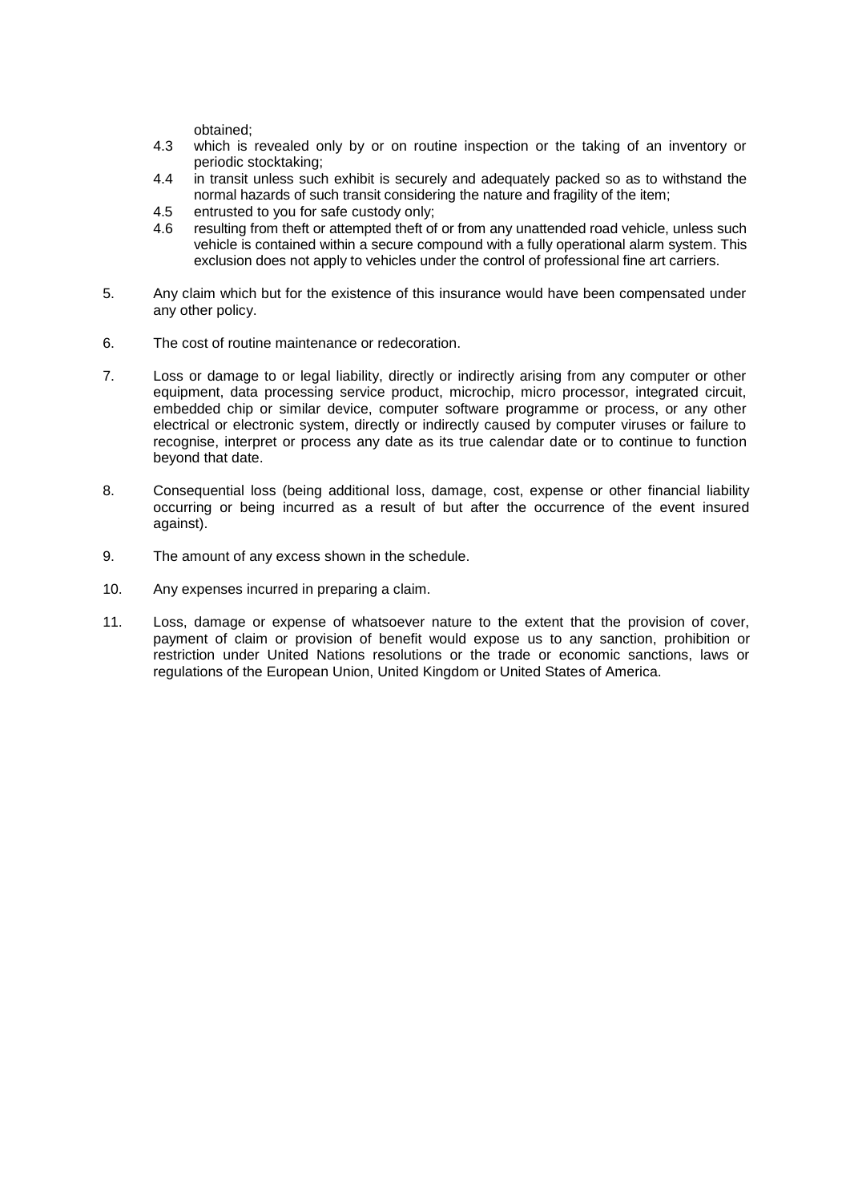obtained;

4.3 which is revealed only by or on routine inspection or the taking of an inventory or periodic stocktaking;

4.4 in transit unless such exhibit is securely and adequately packed so as to withstand the normal hazards of such transit considering the nature and fragility of the item;

4.5 entrusted to you for safe custody only;

4.6 resulting from theft or attempted theft of or from any unattended road vehicle, unless such vehicle is contained within a secure compound with a fully operational alarm system. This exclusion does not apply to vehicles under the control of professional fine art carriers.

5. Any claim which but for the existence of this insurance would have been compensated under any other policy.

6. The cost of routine maintenance or redecoration.

7. Loss or damage to or legal liability, directly or indirectly arising from any computer or other equipment, data processing service product, microchip, micro processor, integrated circuit, embedded chip or similar device, computer software programme or process, or any other electrical or electronic system, directly or indirectly caused by computer viruses or failure to recognise, interpret or process any date as its true calendar date or to continue to function beyond that date.

8. Consequential loss (being additional loss, damage, cost, expense or other financial liability occurring or being incurred as a result of but after the occurrence of the event insured against).

9. The amount of any excess shown in the schedule.

10. Any expenses incurred in preparing a claim.

11. Loss, damage or expense of whatsoever nature to the extent that the provision of cover, payment of claim or provision of benefit would expose us to any sanction, prohibition or restriction under United Nations resolutions or the trade or economic sanctions, laws or regulations of the European Union, United Kingdom or United States of America.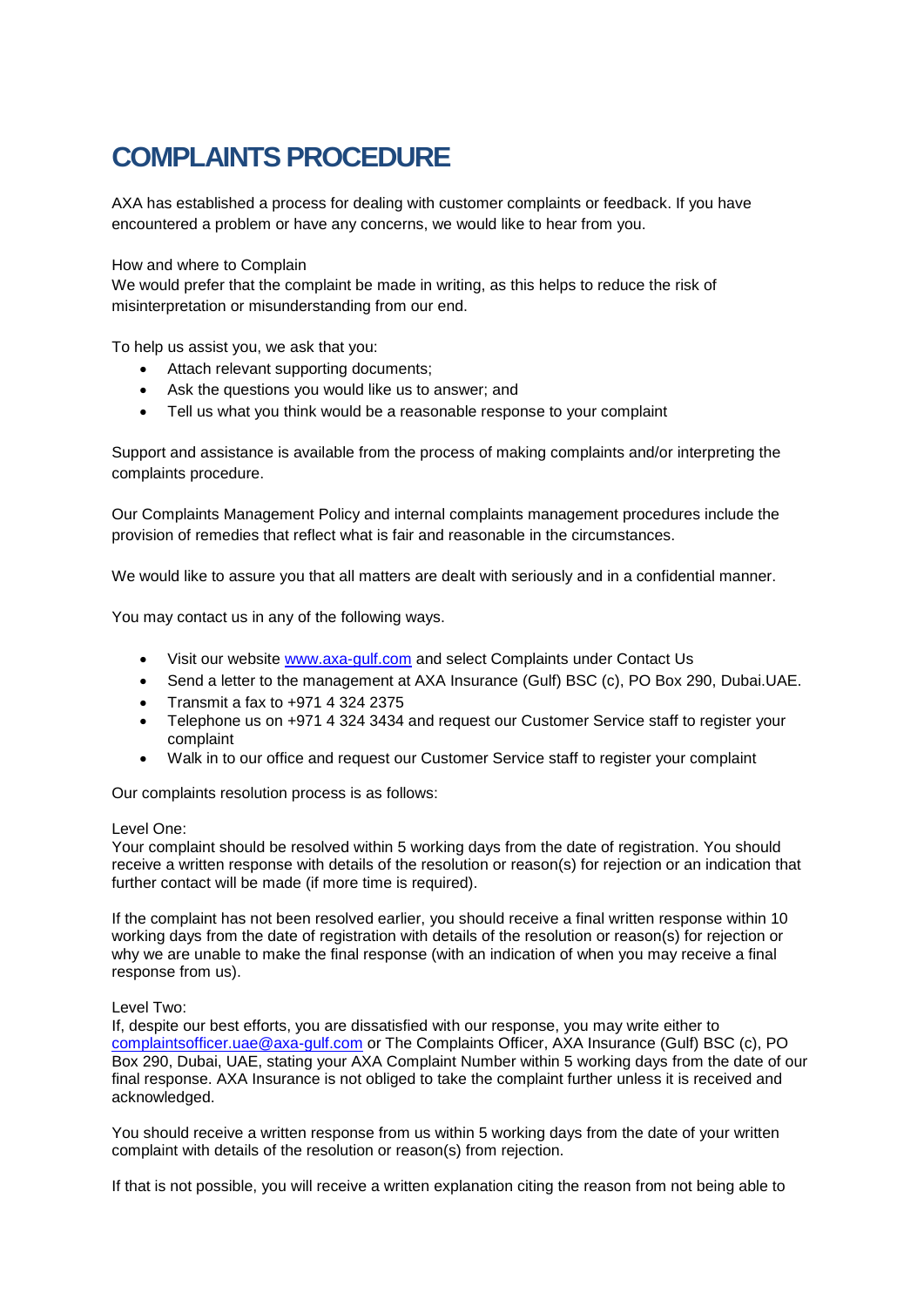# COMPLAINTS PROCEDURE

AXA has established a process for dealing with customer complaints or feedback. If you have encountered a problem or have any concerns, we would like to hear from you.

How and where to Complain
We would prefer that the complaint be made in writing, as this helps to reduce the risk of misinterpretation or misunderstanding from our end.

To help us assist you, we ask that you:

- Attach relevant supporting documents;
- Ask the questions you would like us to answer; and
- Tell us what you think would be a reasonable response to your complaint

Support and assistance is available from the process of making complaints and/or interpreting the complaints procedure.

Our Complaints Management Policy and internal complaints management procedures include the provision of remedies that reflect what is fair and reasonable in the circumstances.

We would like to assure you that all matters are dealt with seriously and in a confidential manner.

You may contact us in any of the following ways.

- Visit our website www.axa-gulf.com and select Complaints under Contact Us
- Send a letter to the management at AXA Insurance (Gulf) BSC (c), PO Box 290, Dubai.UAE.
- Transmit a fax to +971 4 324 2375
- Telephone us on +971 4 324 3434 and request our Customer Service staff to register your complaint
- Walk in to our office and request our Customer Service staff to register your complaint

Our complaints resolution process is as follows:

Level One:
Your complaint should be resolved within 5 working days from the date of registration. You should receive a written response with details of the resolution or reason(s) for rejection or an indication that further contact will be made (if more time is required).

If the complaint has not been resolved earlier, you should receive a final written response within 10 working days from the date of registration with details of the resolution or reason(s) for rejection or why we are unable to make the final response (with an indication of when you may receive a final response from us).

Level Two:
If, despite our best efforts, you are dissatisfied with our response, you may write either to complaintsofficer.uae@axa-gulf.com or The Complaints Officer, AXA Insurance (Gulf) BSC (c), PO Box 290, Dubai, UAE, stating your AXA Complaint Number within 5 working days from the date of our final response. AXA Insurance is not obliged to take the complaint further unless it is received and acknowledged.

You should receive a written response from us within 5 working days from the date of your written complaint with details of the resolution or reason(s) from rejection.

If that is not possible, you will receive a written explanation citing the reason from not being able to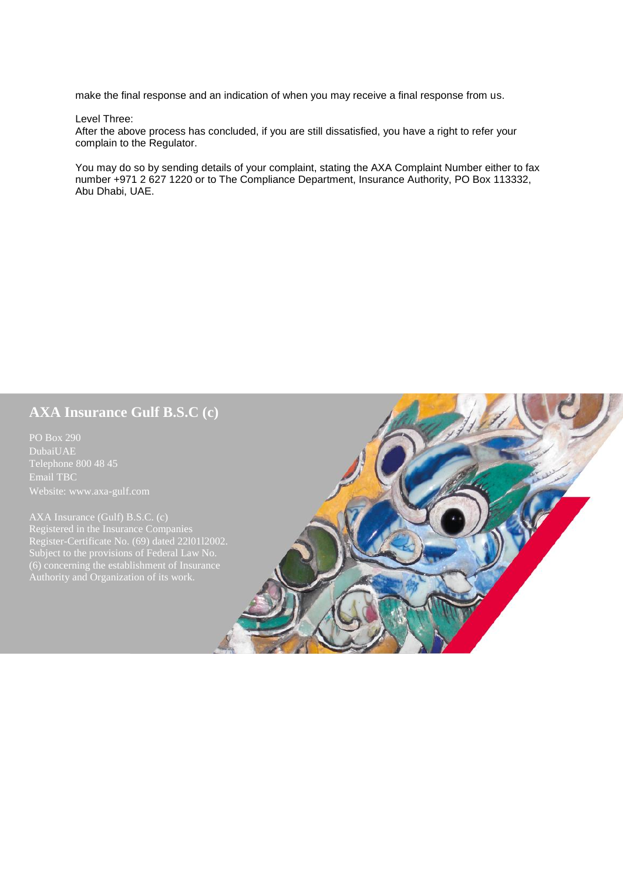make the final response and an indication of when you may receive a final response from us.

Level Three:
After the above process has concluded, if you are still dissatisfied, you have a right to refer your complain to the Regulator.

You may do so by sending details of your complaint, stating the AXA Complaint Number either to fax number +971 2 627 1220 or to The Compliance Department, Insurance Authority, PO Box 113332, Abu Dhabi, UAE.

## AXA Insurance Gulf B.S.C (c)

PO Box 290
DubaiUAE
Telephone 800 48 45
Email TBC
Website: www.axa-gulf.com

AXA Insurance (Gulf) B.S.C. (c)
Registered in the Insurance Companies Register-Certificate No. (69) dated 22l01l2002. Subject to the provisions of Federal Law No. (6) concerning the establishment of Insurance Authority and Organization of its work.